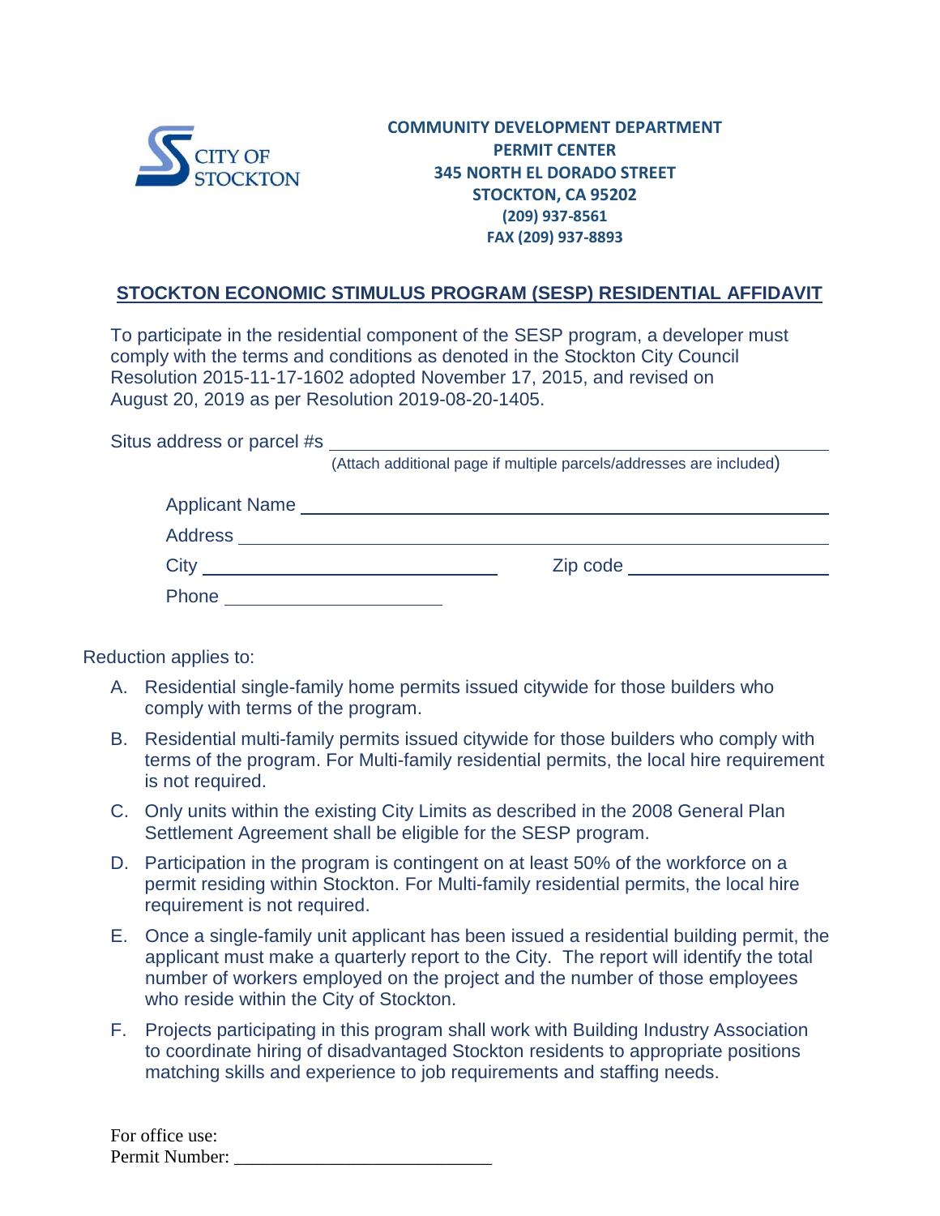CITY OF STOCKTON

**COMMUNITY DEVELOPMENT DEPARTMENT**
**PERMIT CENTER**
**345 NORTH EL DORADO STREET**
**STOCKTON, CA 95202**
**(209) 937-8561**
**FAX (209) 937-8893**

## STOCKTON ECONOMIC STIMULUS PROGRAM (SESP) RESIDENTIAL AFFIDAVIT

To participate in the residential component of the SESP program, a developer must comply with the terms and conditions as denoted in the Stockton City Council Resolution 2015-11-17-1602 adopted November 17, 2015, and revised on August 20, 2019 as per Resolution 2019-08-20-1405.

Situs address or parcel #s ____________________________________________

(Attach additional page if multiple parcels/addresses are included)

Applicant Name ____________________________________________

Address ____________________________________________

City ______________________ Zip code ______________________

Phone ______________________

Reduction applies to:

A. Residential single-family home permits issued citywide for those builders who comply with terms of the program.

B. Residential multi-family permits issued citywide for those builders who comply with terms of the program. For Multi-family residential permits, the local hire requirement is not required.

C. Only units within the existing City Limits as described in the 2008 General Plan Settlement Agreement shall be eligible for the SESP program.

D. Participation in the program is contingent on at least 50% of the workforce on a permit residing within Stockton. For Multi-family residential permits, the local hire requirement is not required.

E. Once a single-family unit applicant has been issued a residential building permit, the applicant must make a quarterly report to the City. The report will identify the total number of workers employed on the project and the number of those employees who reside within the City of Stockton.

F. Projects participating in this program shall work with Building Industry Association to coordinate hiring of disadvantaged Stockton residents to appropriate positions matching skills and experience to job requirements and staffing needs.

For office use:
Permit Number: ______________________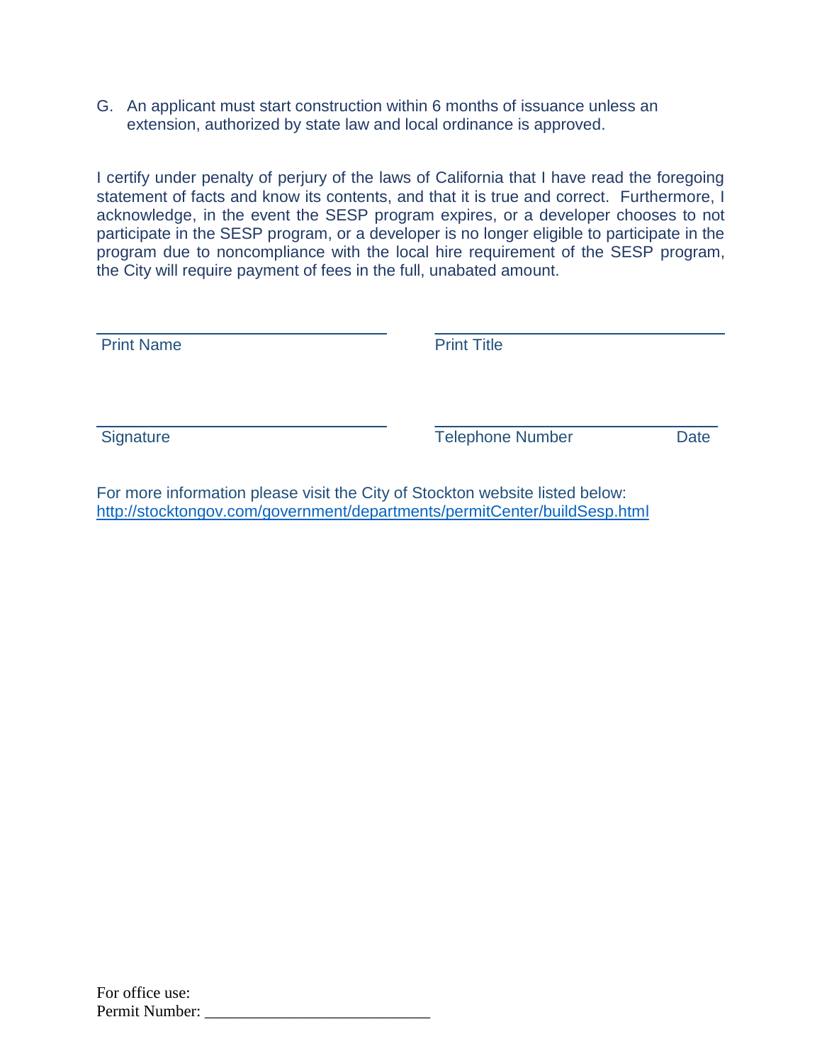G. An applicant must start construction within 6 months of issuance unless an extension, authorized by state law and local ordinance is approved.

I certify under penalty of perjury of the laws of California that I have read the foregoing statement of facts and know its contents, and that it is true and correct. Furthermore, I acknowledge, in the event the SESP program expires, or a developer chooses to not participate in the SESP program, or a developer is no longer eligible to participate in the program due to noncompliance with the local hire requirement of the SESP program, the City will require payment of fees in the full, unabated amount.

| | |
|---|---|
| ______________________________ | ______________________________ |
| Print Name | Print Title |
| ______________________________ | ______________________________ |
| Signature | Telephone Number &nbsp;&nbsp;&nbsp;&nbsp; Date |

For more information please visit the City of Stockton website listed below:
http://stocktongov.com/government/departments/permitCenter/buildSesp.html

For office use:
Permit Number: ___________________________